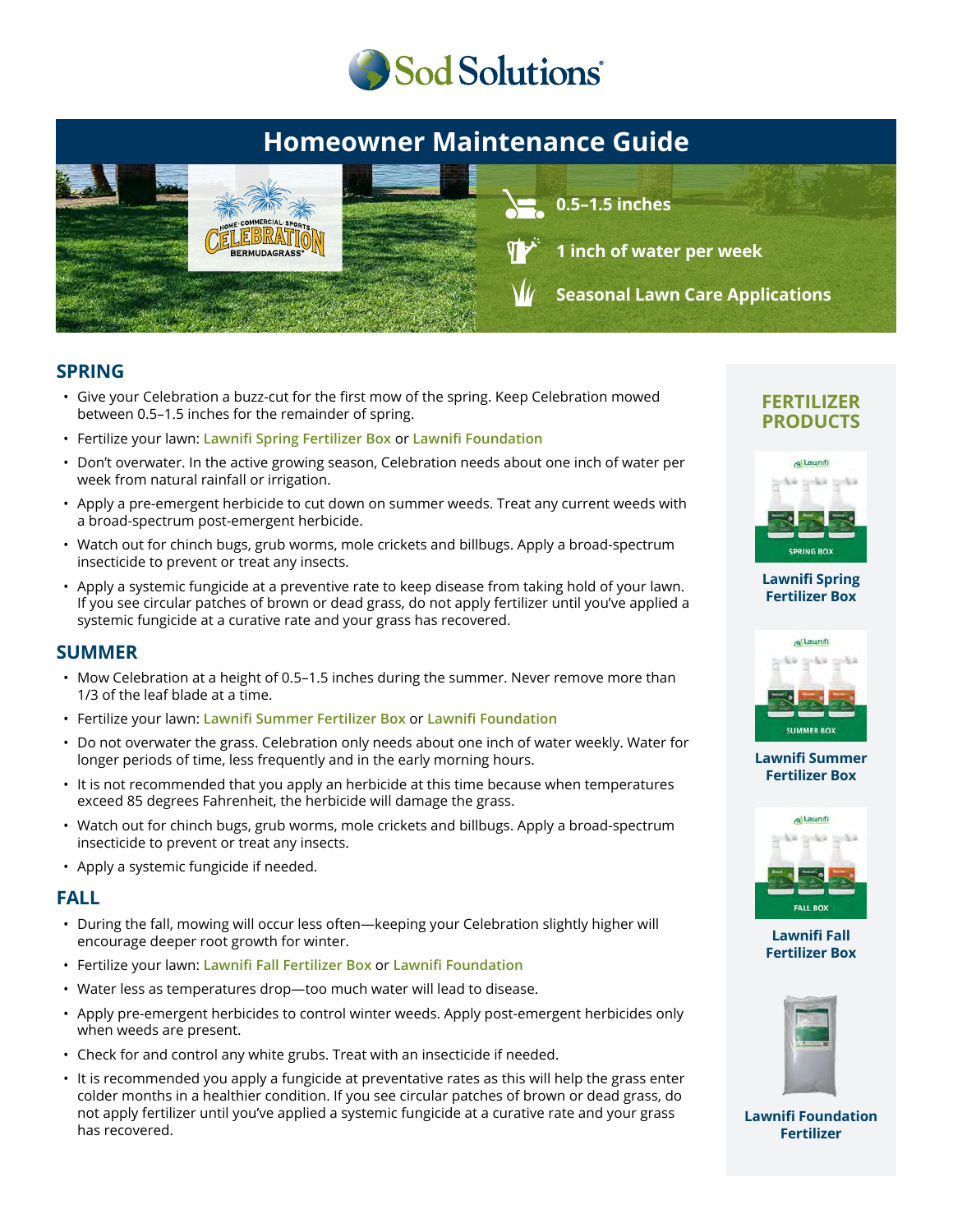# Sod Solutions

## Homeowner Maintenance Guide

CELEBRATION BERMUDAGRASS — HOME · COMMERCIAL · SPORTS

- 0.5–1.5 inches
- 1 inch of water per week
- Seasonal Lawn Care Applications

## SPRING

- Give your Celebration a buzz-cut for the first mow of the spring. Keep Celebration mowed between 0.5–1.5 inches for the remainder of spring.
- Fertilize your lawn: Lawnifi Spring Fertilizer Box or Lawnifi Foundation
- Don't overwater. In the active growing season, Celebration needs about one inch of water per week from natural rainfall or irrigation.
- Apply a pre-emergent herbicide to cut down on summer weeds. Treat any current weeds with a broad-spectrum post-emergent herbicide.
- Watch out for chinch bugs, grub worms, mole crickets and billbugs. Apply a broad-spectrum insecticide to prevent or treat any insects.
- Apply a systemic fungicide at a preventive rate to keep disease from taking hold of your lawn. If you see circular patches of brown or dead grass, do not apply fertilizer until you've applied a systemic fungicide at a curative rate and your grass has recovered.

## SUMMER

- Mow Celebration at a height of 0.5–1.5 inches during the summer. Never remove more than 1/3 of the leaf blade at a time.
- Fertilize your lawn: Lawnifi Summer Fertilizer Box or Lawnifi Foundation
- Do not overwater the grass. Celebration only needs about one inch of water weekly. Water for longer periods of time, less frequently and in the early morning hours.
- It is not recommended that you apply an herbicide at this time because when temperatures exceed 85 degrees Fahrenheit, the herbicide will damage the grass.
- Watch out for chinch bugs, grub worms, mole crickets and billbugs. Apply a broad-spectrum insecticide to prevent or treat any insects.
- Apply a systemic fungicide if needed.

## FALL

- During the fall, mowing will occur less often—keeping your Celebration slightly higher will encourage deeper root growth for winter.
- Fertilize your lawn: Lawnifi Fall Fertilizer Box or Lawnifi Foundation
- Water less as temperatures drop—too much water will lead to disease.
- Apply pre-emergent herbicides to control winter weeds. Apply post-emergent herbicides only when weeds are present.
- Check for and control any white grubs. Treat with an insecticide if needed.
- It is recommended you apply a fungicide at preventative rates as this will help the grass enter colder months in a healthier condition. If you see circular patches of brown or dead grass, do not apply fertilizer until you've applied a systemic fungicide at a curative rate and your grass has recovered.

## FERTILIZER PRODUCTS

- Lawnifi Spring Fertilizer Box
- Lawnifi Summer Fertilizer Box
- Lawnifi Fall Fertilizer Box
- Lawnifi Foundation Fertilizer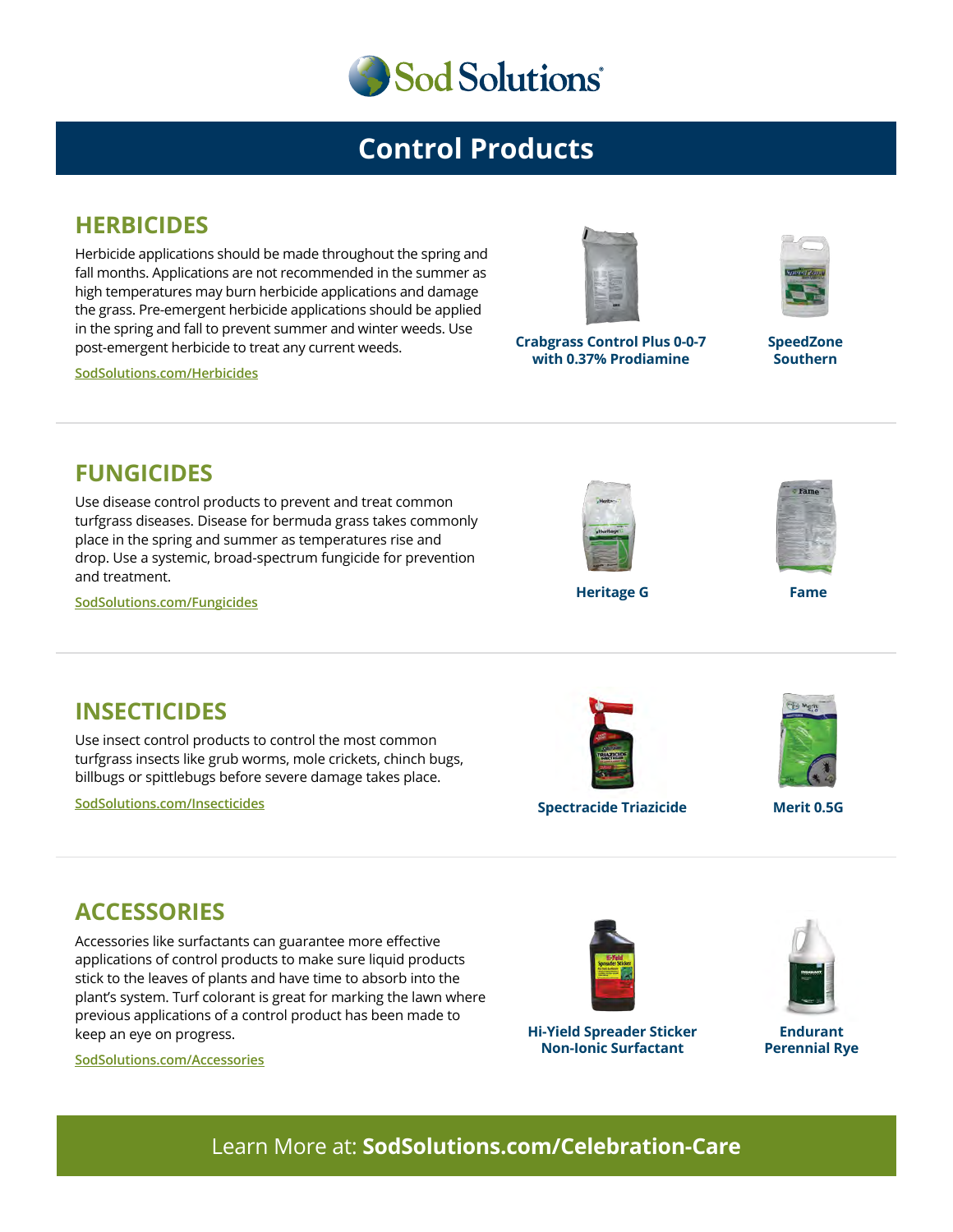Sod Solutions

# Control Products

## HERBICIDES

Herbicide applications should be made throughout the spring and fall months. Applications are not recommended in the summer as high temperatures may burn herbicide applications and damage the grass. Pre-emergent herbicide applications should be applied in the spring and fall to prevent summer and winter weeds. Use post-emergent herbicide to treat any current weeds.

SodSolutions.com/Herbicides

**Crabgrass Control Plus 0-0-7 with 0.37% Prodiamine**

**SpeedZone Southern**

## FUNGICIDES

Use disease control products to prevent and treat common turfgrass diseases. Disease for bermuda grass takes commonly place in the spring and summer as temperatures rise and drop. Use a systemic, broad-spectrum fungicide for prevention and treatment.

SodSolutions.com/Fungicides

**Heritage G**

**Fame**

## INSECTICIDES

Use insect control products to control the most common turfgrass insects like grub worms, mole crickets, chinch bugs, billbugs or spittlebugs before severe damage takes place.

SodSolutions.com/Insecticides

**Spectracide Triazicide**

**Merit 0.5G**

## ACCESSORIES

Accessories like surfactants can guarantee more effective applications of control products to make sure liquid products stick to the leaves of plants and have time to absorb into the plant's system. Turf colorant is great for marking the lawn where previous applications of a control product has been made to keep an eye on progress.

SodSolutions.com/Accessories

**Hi-Yield Spreader Sticker Non-Ionic Surfactant**

**Endurant Perennial Rye**

Learn More at: **SodSolutions.com/Celebration-Care**